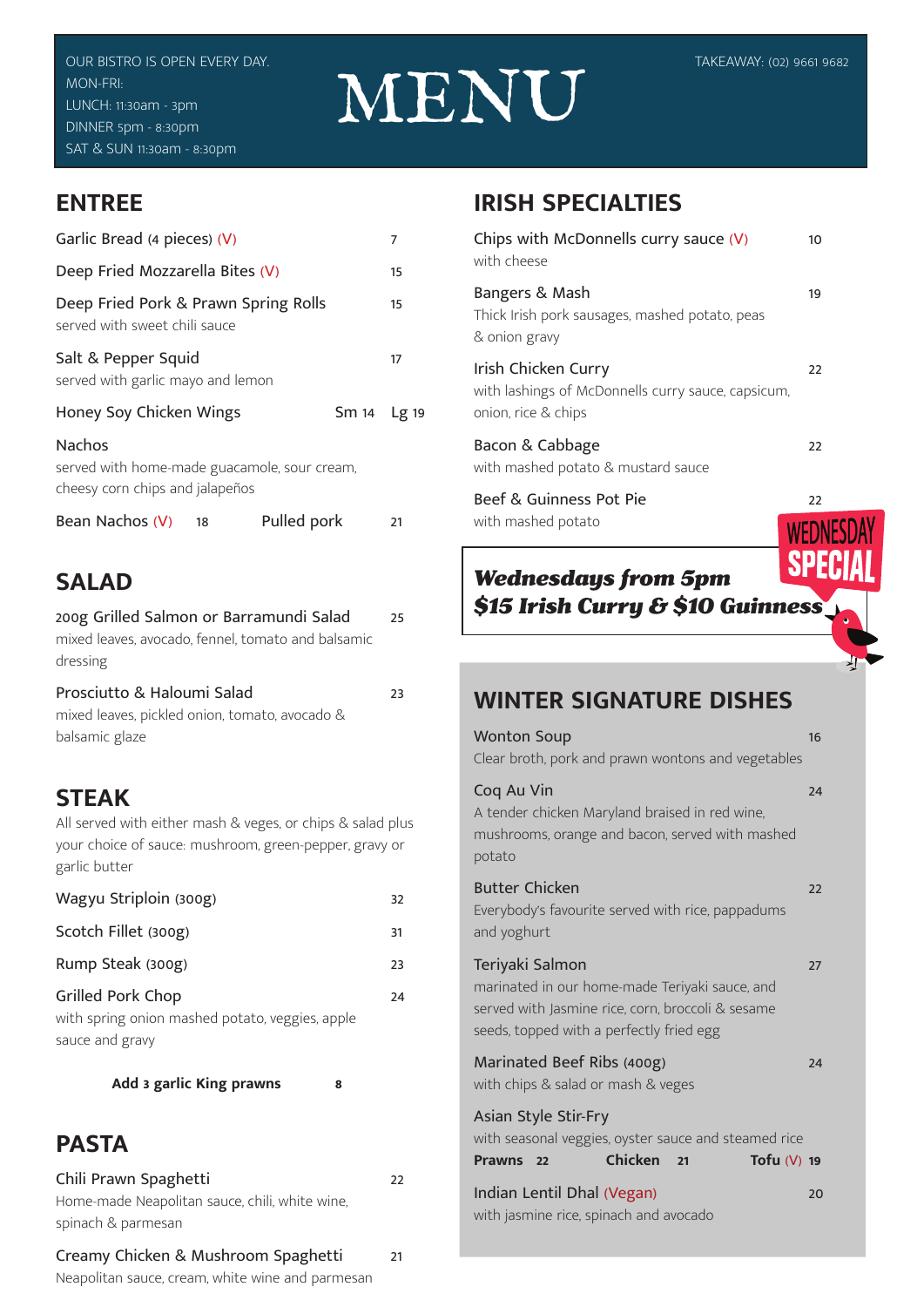OUR BISTRO IS OPEN EVERY DAY.
MON-FRI:
LUNCH: 11:30am - 3pm
DINNER 5pm - 8:30pm
SAT & SUN 11:30am - 8:30pm

# MENU

TAKEAWAY: (02) 9661 9682

## ENTREE

Garlic Bread (4 pieces) (V) — 7

Deep Fried Mozzarella Bites (V) — 15

Deep Fried Pork & Prawn Spring Rolls — 15
served with sweet chili sauce

Salt & Pepper Squid — 17
served with garlic mayo and lemon

Honey Soy Chicken Wings — Sm 14 / Lg 19

Nachos
served with home-made guacamole, sour cream, cheesy corn chips and jalapeños

Bean Nachos (V) 18 — Pulled pork 21

## SALAD

200g Grilled Salmon or Barramundi Salad — 25
mixed leaves, avocado, fennel, tomato and balsamic dressing

Prosciutto & Haloumi Salad — 23
mixed leaves, pickled onion, tomato, avocado & balsamic glaze

## STEAK

All served with either mash & veges, or chips & salad plus your choice of sauce: mushroom, green-pepper, gravy or garlic butter

Wagyu Striploin (300g) — 32

Scotch Fillet (300g) — 31

Rump Steak (300g) — 23

Grilled Pork Chop — 24
with spring onion mashed potato, veggies, apple sauce and gravy

**Add 3 garlic King prawns — 8**

## PASTA

Chili Prawn Spaghetti — 22
Home-made Neapolitan sauce, chili, white wine, spinach & parmesan

Creamy Chicken & Mushroom Spaghetti — 21
Neapolitan sauce, cream, white wine and parmesan

## IRISH SPECIALTIES

Chips with McDonnells curry sauce (V) — 10
with cheese

Bangers & Mash — 19
Thick Irish pork sausages, mashed potato, peas & onion gravy

Irish Chicken Curry — 22
with lashings of McDonnells curry sauce, capsicum, onion, rice & chips

Bacon & Cabbage — 22
with mashed potato & mustard sauce

Beef & Guinness Pot Pie — 22
with mashed potato

**WEDNESDAY SPECIAL**

***Wednesdays from 5pm***
***$15 Irish Curry & $10 Guinness***

## WINTER SIGNATURE DISHES

Wonton Soup — 16
Clear broth, pork and prawn wontons and vegetables

Coq Au Vin — 24
A tender chicken Maryland braised in red wine, mushrooms, orange and bacon, served with mashed potato

Butter Chicken — 22
Everybody's favourite served with rice, pappadums and yoghurt

Teriyaki Salmon — 27
marinated in our home-made Teriyaki sauce, and served with Jasmine rice, corn, broccoli & sesame seeds, topped with a perfectly fried egg

Marinated Beef Ribs (400g) — 24
with chips & salad or mash & veges

Asian Style Stir-Fry
with seasonal veggies, oyster sauce and steamed rice
**Prawns** 22 — **Chicken** 21 — **Tofu** (V) 19

Indian Lentil Dhal (Vegan) — 20
with jasmine rice, spinach and avocado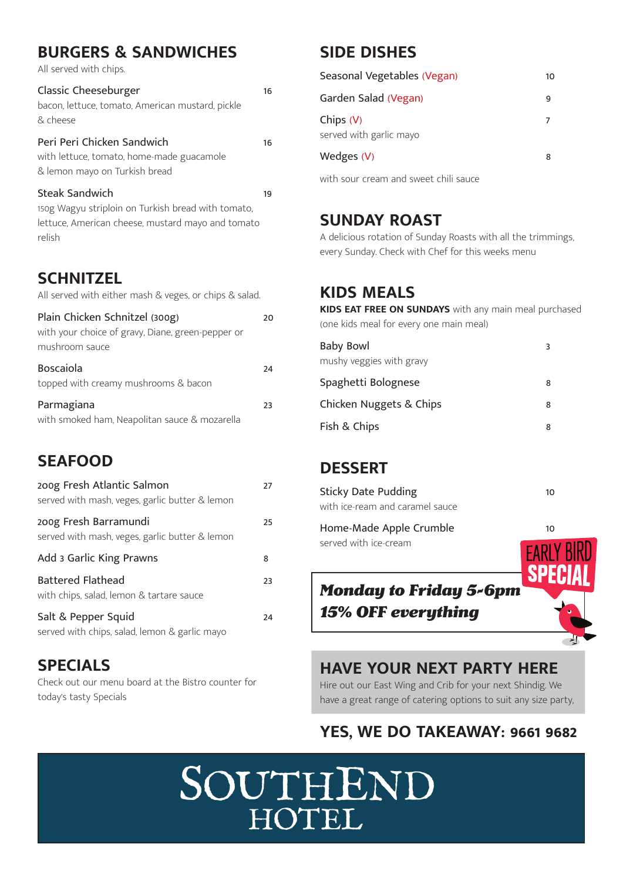## BURGERS & SANDWICHES

All served with chips.

**Classic Cheeseburger** 16
bacon, lettuce, tomato, American mustard, pickle & cheese

**Peri Peri Chicken Sandwich** 16
with lettuce, tomato, home-made guacamole & lemon mayo on Turkish bread

**Steak Sandwich** 19
150g Wagyu striploin on Turkish bread with tomato, lettuce, American cheese, mustard mayo and tomato relish

## SCHNITZEL

All served with either mash & veges, or chips & salad.

**Plain Chicken Schnitzel (300g)** 20
with your choice of gravy, Diane, green-pepper or mushroom sauce

**Boscaiola** 24
topped with creamy mushrooms & bacon

**Parmagiana** 23
with smoked ham, Neapolitan sauce & mozarella

## SEAFOOD

**200g Fresh Atlantic Salmon** 27
served with mash, veges, garlic butter & lemon

**200g Fresh Barramundi** 25
served with mash, veges, garlic butter & lemon

**Add 3 Garlic King Prawns** 8

**Battered Flathead** 23
with chips, salad, lemon & tartare sauce

**Salt & Pepper Squid** 24
served with chips, salad, lemon & garlic mayo

## SPECIALS

Check out our menu board at the Bistro counter for today's tasty Specials

## SIDE DISHES

**Seasonal Vegetables (Vegan)** 10

**Garden Salad (Vegan)** 9

**Chips (V)** 7
served with garlic mayo

**Wedges (V)** 8
with sour cream and sweet chili sauce

## SUNDAY ROAST

A delicious rotation of Sunday Roasts with all the trimmings, every Sunday. Check with Chef for this weeks menu

## KIDS MEALS

**KIDS EAT FREE ON SUNDAYS** with any main meal purchased (one kids meal for every one main meal)

**Baby Bowl** 3
mushy veggies with gravy

**Spaghetti Bolognese** 8

**Chicken Nuggets & Chips** 8

**Fish & Chips** 8

## DESSERT

**Sticky Date Pudding** 10
with ice-ream and caramel sauce

**Home-Made Apple Crumble** 10
served with ice-cream

**EARLY BIRD SPECIAL**

***Monday to Friday 5-6pm***
***15% OFF everything***

## HAVE YOUR NEXT PARTY HERE

Hire out our East Wing and Crib for your next Shindig. We have a great range of catering options to suit any size party,

## YES, WE DO TAKEAWAY: 9661 9682

# SOUTHEND HOTEL